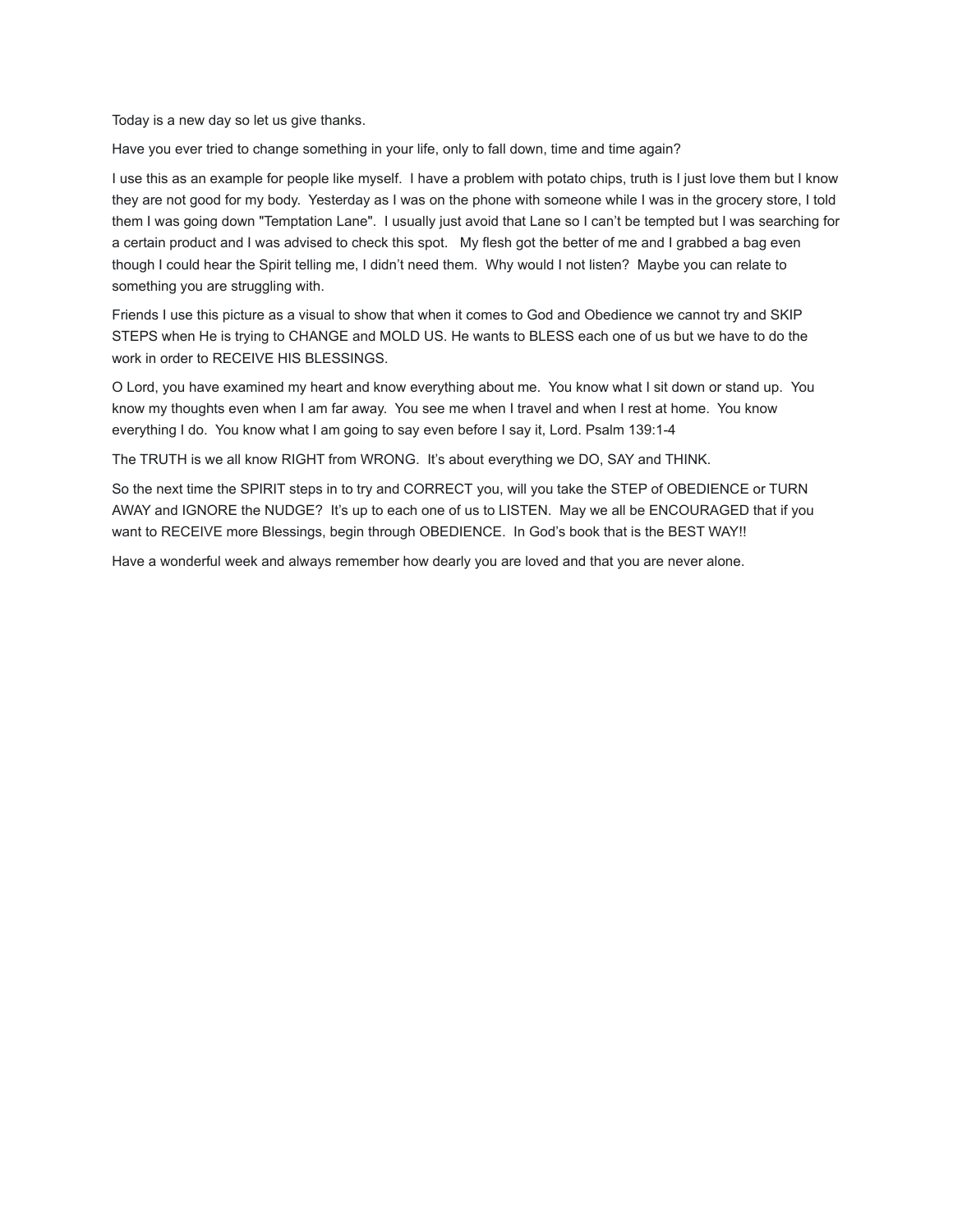Today is a new day so let us give thanks.

Have you ever tried to change something in your life, only to fall down, time and time again?

I use this as an example for people like myself. I have a problem with potato chips, truth is I just love them but I know they are not good for my body. Yesterday as I was on the phone with someone while I was in the grocery store, I told them I was going down "Temptation Lane". I usually just avoid that Lane so I can't be tempted but I was searching for a certain product and I was advised to check this spot. My flesh got the better of me and I grabbed a bag even though I could hear the Spirit telling me, I didn't need them. Why would I not listen? Maybe you can relate to something you are struggling with.

Friends I use this picture as a visual to show that when it comes to God and Obedience we cannot try and SKIP STEPS when He is trying to CHANGE and MOLD US. He wants to BLESS each one of us but we have to do the work in order to RECEIVE HIS BLESSINGS.

O Lord, you have examined my heart and know everything about me. You know what I sit down or stand up. You know my thoughts even when I am far away. You see me when I travel and when I rest at home. You know everything I do. You know what I am going to say even before I say it, Lord. Psalm 139:1-4

The TRUTH is we all know RIGHT from WRONG. It's about everything we DO, SAY and THINK.

So the next time the SPIRIT steps in to try and CORRECT you, will you take the STEP of OBEDIENCE or TURN AWAY and IGNORE the NUDGE? It's up to each one of us to LISTEN. May we all be ENCOURAGED that if you want to RECEIVE more Blessings, begin through OBEDIENCE. In God's book that is the BEST WAY!!

Have a wonderful week and always remember how dearly you are loved and that you are never alone.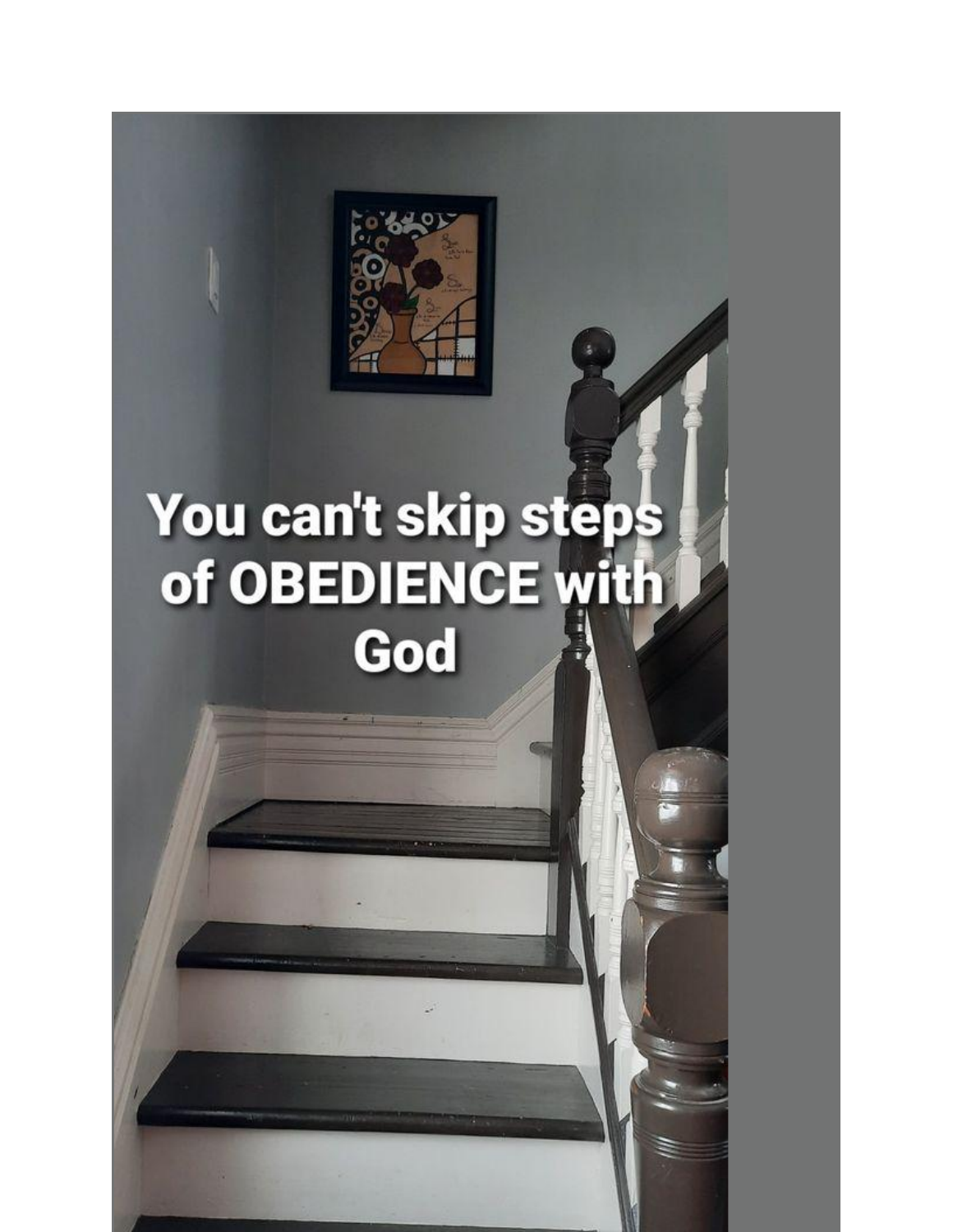You can't skip steps of OBEDIENCE with God